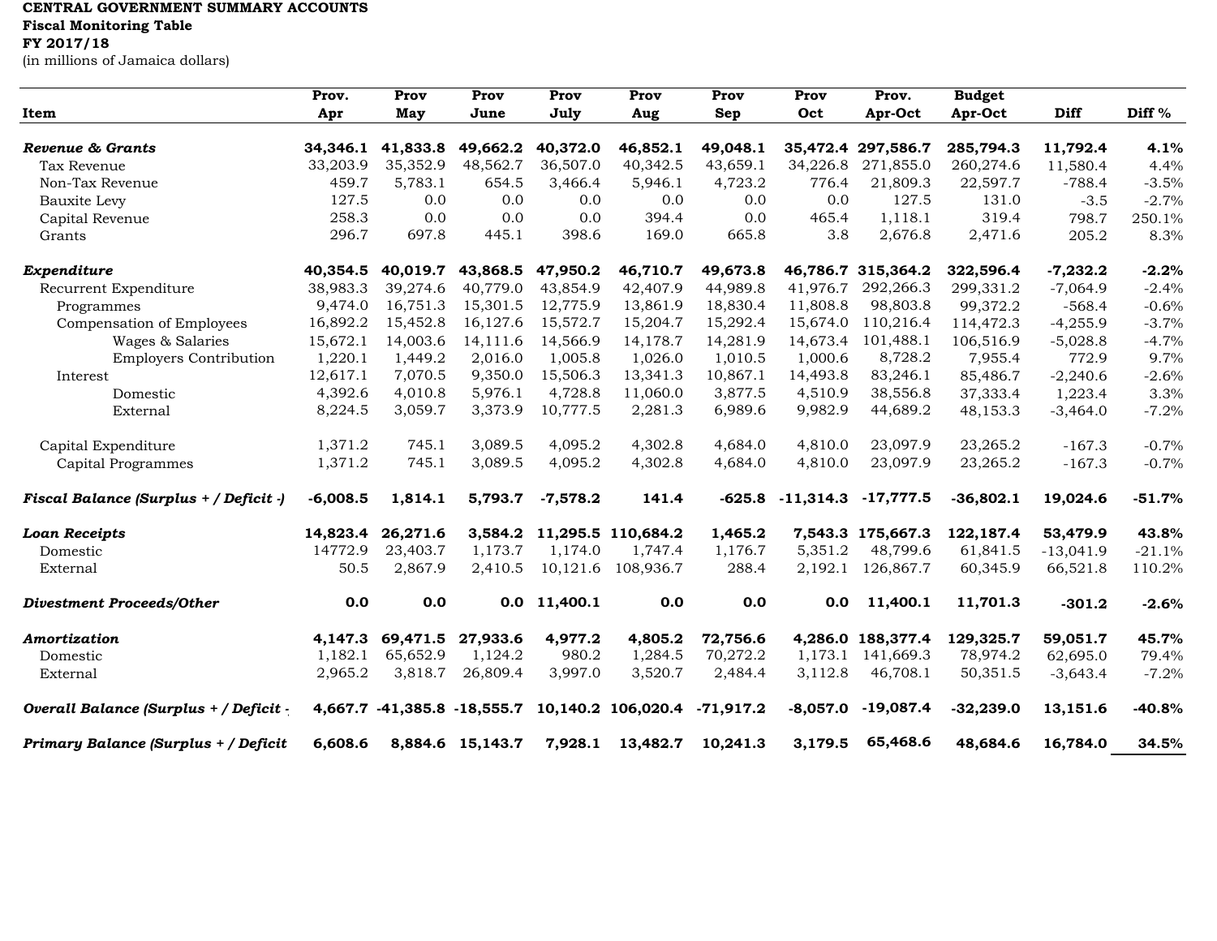**CENTRAL GOVERNMENT SUMMARY ACCOUNTS**
**Fiscal Monitoring Table**
**FY 2017/18**
(in millions of Jamaica dollars)

| Item | Prov. Apr | Prov May | Prov June | Prov July | Prov Aug | Prov Sep | Prov Oct | Prov. Apr-Oct | Budget Apr-Oct | Diff | Diff % |
|---|---|---|---|---|---|---|---|---|---|---|---|
| ***Revenue & Grants*** | **34,346.1** | **41,833.8** | **49,662.2** | **40,372.0** | **46,852.1** | **49,048.1** | **35,472.4** | **297,586.7** | **285,794.3** | **11,792.4** | **4.1%** |
| Tax Revenue | 33,203.9 | 35,352.9 | 48,562.7 | 36,507.0 | 40,342.5 | 43,659.1 | 34,226.8 | 271,855.0 | 260,274.6 | 11,580.4 | 4.4% |
| Non-Tax Revenue | 459.7 | 5,783.1 | 654.5 | 3,466.4 | 5,946.1 | 4,723.2 | 776.4 | 21,809.3 | 22,597.7 | -788.4 | -3.5% |
| Bauxite Levy | 127.5 | 0.0 | 0.0 | 0.0 | 0.0 | 0.0 | 0.0 | 127.5 | 131.0 | -3.5 | -2.7% |
| Capital Revenue | 258.3 | 0.0 | 0.0 | 0.0 | 394.4 | 0.0 | 465.4 | 1,118.1 | 319.4 | 798.7 | 250.1% |
| Grants | 296.7 | 697.8 | 445.1 | 398.6 | 169.0 | 665.8 | 3.8 | 2,676.8 | 2,471.6 | 205.2 | 8.3% |
| ***Expenditure*** | **40,354.5** | **40,019.7** | **43,868.5** | **47,950.2** | **46,710.7** | **49,673.8** | **46,786.7** | **315,364.2** | **322,596.4** | **-7,232.2** | **-2.2%** |
| Recurrent Expenditure | 38,983.3 | 39,274.6 | 40,779.0 | 43,854.9 | 42,407.9 | 44,989.8 | 41,976.7 | 292,266.3 | 299,331.2 | -7,064.9 | -2.4% |
| Programmes | 9,474.0 | 16,751.3 | 15,301.5 | 12,775.9 | 13,861.9 | 18,830.4 | 11,808.8 | 98,803.8 | 99,372.2 | -568.4 | -0.6% |
| Compensation of Employees | 16,892.2 | 15,452.8 | 16,127.6 | 15,572.7 | 15,204.7 | 15,292.4 | 15,674.0 | 110,216.4 | 114,472.3 | -4,255.9 | -3.7% |
| Wages & Salaries | 15,672.1 | 14,003.6 | 14,111.6 | 14,566.9 | 14,178.7 | 14,281.9 | 14,673.4 | 101,488.1 | 106,516.9 | -5,028.8 | -4.7% |
| Employers Contribution | 1,220.1 | 1,449.2 | 2,016.0 | 1,005.8 | 1,026.0 | 1,010.5 | 1,000.6 | 8,728.2 | 7,955.4 | 772.9 | 9.7% |
| Interest | 12,617.1 | 7,070.5 | 9,350.0 | 15,506.3 | 13,341.3 | 10,867.1 | 14,493.8 | 83,246.1 | 85,486.7 | -2,240.6 | -2.6% |
| Domestic | 4,392.6 | 4,010.8 | 5,976.1 | 4,728.8 | 11,060.0 | 3,877.5 | 4,510.9 | 38,556.8 | 37,333.4 | 1,223.4 | 3.3% |
| External | 8,224.5 | 3,059.7 | 3,373.9 | 10,777.5 | 2,281.3 | 6,989.6 | 9,982.9 | 44,689.2 | 48,153.3 | -3,464.0 | -7.2% |
| Capital Expenditure | 1,371.2 | 745.1 | 3,089.5 | 4,095.2 | 4,302.8 | 4,684.0 | 4,810.0 | 23,097.9 | 23,265.2 | -167.3 | -0.7% |
| Capital Programmes | 1,371.2 | 745.1 | 3,089.5 | 4,095.2 | 4,302.8 | 4,684.0 | 4,810.0 | 23,097.9 | 23,265.2 | -167.3 | -0.7% |
| ***Fiscal Balance (Surplus + / Deficit -)*** | **-6,008.5** | **1,814.1** | **5,793.7** | **-7,578.2** | **141.4** | **-625.8** | **-11,314.3** | **-17,777.5** | **-36,802.1** | **19,024.6** | **-51.7%** |
| ***Loan Receipts*** | **14,823.4** | **26,271.6** | **3,584.2** | **11,295.5** | **110,684.2** | **1,465.2** | **7,543.3** | **175,667.3** | **122,187.4** | **53,479.9** | **43.8%** |
| Domestic | 14772.9 | 23,403.7 | 1,173.7 | 1,174.0 | 1,747.4 | 1,176.7 | 5,351.2 | 48,799.6 | 61,841.5 | -13,041.9 | -21.1% |
| External | 50.5 | 2,867.9 | 2,410.5 | 10,121.6 | 108,936.7 | 288.4 | 2,192.1 | 126,867.7 | 60,345.9 | 66,521.8 | 110.2% |
| ***Divestment Proceeds/Other*** | **0.0** | **0.0** | **0.0** | **11,400.1** | **0.0** | **0.0** | **0.0** | **11,400.1** | **11,701.3** | **-301.2** | **-2.6%** |
| ***Amortization*** | **4,147.3** | **69,471.5** | **27,933.6** | **4,977.2** | **4,805.2** | **72,756.6** | **4,286.0** | **188,377.4** | **129,325.7** | **59,051.7** | **45.7%** |
| Domestic | 1,182.1 | 65,652.9 | 1,124.2 | 980.2 | 1,284.5 | 70,272.2 | 1,173.1 | 141,669.3 | 78,974.2 | 62,695.0 | 79.4% |
| External | 2,965.2 | 3,818.7 | 26,809.4 | 3,997.0 | 3,520.7 | 2,484.4 | 3,112.8 | 46,708.1 | 50,351.5 | -3,643.4 | -7.2% |
| ***Overall Balance (Surplus + / Deficit -*** | **4,667.7** | **-41,385.8** | **-18,555.7** | **10,140.2** | **106,020.4** | **-71,917.2** | **-8,057.0** | **-19,087.4** | **-32,239.0** | **13,151.6** | **-40.8%** |
| ***Primary Balance (Surplus + / Deficit*** | **6,608.6** | **8,884.6** | **15,143.7** | **7,928.1** | **13,482.7** | **10,241.3** | **3,179.5** | **65,468.6** | **48,684.6** | **16,784.0** | **34.5%** |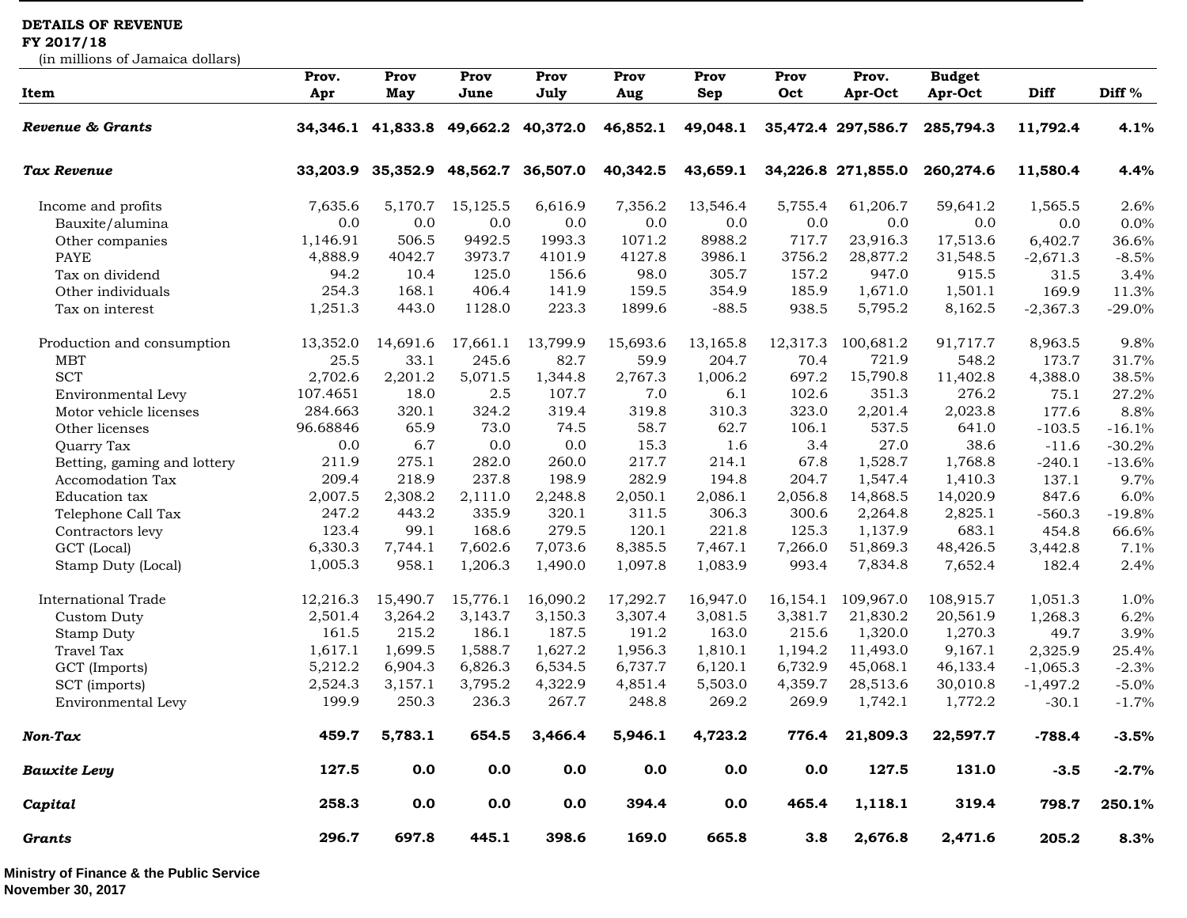**DETAILS OF REVENUE**
**FY 2017/18**
(in millions of Jamaica dollars)

| Item | Prov. Apr | Prov May | Prov June | Prov July | Prov Aug | Prov Sep | Prov Oct | Prov. Apr-Oct | Budget Apr-Oct | Diff | Diff % |
|---|---|---|---|---|---|---|---|---|---|---|---|
| ***Revenue & Grants*** | **34,346.1** | **41,833.8** | **49,662.2** | **40,372.0** | **46,852.1** | **49,048.1** | **35,472.4** | **297,586.7** | **285,794.3** | **11,792.4** | **4.1%** |
| ***Tax Revenue*** | **33,203.9** | **35,352.9** | **48,562.7** | **36,507.0** | **40,342.5** | **43,659.1** | **34,226.8** | **271,855.0** | **260,274.6** | **11,580.4** | **4.4%** |
| Income and profits | 7,635.6 | 5,170.7 | 15,125.5 | 6,616.9 | 7,356.2 | 13,546.4 | 5,755.4 | 61,206.7 | 59,641.2 | 1,565.5 | 2.6% |
| Bauxite/alumina | 0.0 | 0.0 | 0.0 | 0.0 | 0.0 | 0.0 | 0.0 | 0.0 | 0.0 | 0.0 | 0.0% |
| Other companies | 1,146.91 | 506.5 | 9492.5 | 1993.3 | 1071.2 | 8988.2 | 717.7 | 23,916.3 | 17,513.6 | 6,402.7 | 36.6% |
| PAYE | 4,888.9 | 4042.7 | 3973.7 | 4101.9 | 4127.8 | 3986.1 | 3756.2 | 28,877.2 | 31,548.5 | -2,671.3 | -8.5% |
| Tax on dividend | 94.2 | 10.4 | 125.0 | 156.6 | 98.0 | 305.7 | 157.2 | 947.0 | 915.5 | 31.5 | 3.4% |
| Other individuals | 254.3 | 168.1 | 406.4 | 141.9 | 159.5 | 354.9 | 185.9 | 1,671.0 | 1,501.1 | 169.9 | 11.3% |
| Tax on interest | 1,251.3 | 443.0 | 1128.0 | 223.3 | 1899.6 | -88.5 | 938.5 | 5,795.2 | 8,162.5 | -2,367.3 | -29.0% |
| Production and consumption | 13,352.0 | 14,691.6 | 17,661.1 | 13,799.9 | 15,693.6 | 13,165.8 | 12,317.3 | 100,681.2 | 91,717.7 | 8,963.5 | 9.8% |
| MBT | 25.5 | 33.1 | 245.6 | 82.7 | 59.9 | 204.7 | 70.4 | 721.9 | 548.2 | 173.7 | 31.7% |
| SCT | 2,702.6 | 2,201.2 | 5,071.5 | 1,344.8 | 2,767.3 | 1,006.2 | 697.2 | 15,790.8 | 11,402.8 | 4,388.0 | 38.5% |
| Environmental Levy | 107.4651 | 18.0 | 2.5 | 107.7 | 7.0 | 6.1 | 102.6 | 351.3 | 276.2 | 75.1 | 27.2% |
| Motor vehicle licenses | 284.663 | 320.1 | 324.2 | 319.4 | 319.8 | 310.3 | 323.0 | 2,201.4 | 2,023.8 | 177.6 | 8.8% |
| Other licenses | 96.68846 | 65.9 | 73.0 | 74.5 | 58.7 | 62.7 | 106.1 | 537.5 | 641.0 | -103.5 | -16.1% |
| Quarry Tax | 0.0 | 6.7 | 0.0 | 0.0 | 15.3 | 1.6 | 3.4 | 27.0 | 38.6 | -11.6 | -30.2% |
| Betting, gaming and lottery | 211.9 | 275.1 | 282.0 | 260.0 | 217.7 | 214.1 | 67.8 | 1,528.7 | 1,768.8 | -240.1 | -13.6% |
| Accomodation Tax | 209.4 | 218.9 | 237.8 | 198.9 | 282.9 | 194.8 | 204.7 | 1,547.4 | 1,410.3 | 137.1 | 9.7% |
| Education tax | 2,007.5 | 2,308.2 | 2,111.0 | 2,248.8 | 2,050.1 | 2,086.1 | 2,056.8 | 14,868.5 | 14,020.9 | 847.6 | 6.0% |
| Telephone Call Tax | 247.2 | 443.2 | 335.9 | 320.1 | 311.5 | 306.3 | 300.6 | 2,264.8 | 2,825.1 | -560.3 | -19.8% |
| Contractors levy | 123.4 | 99.1 | 168.6 | 279.5 | 120.1 | 221.8 | 125.3 | 1,137.9 | 683.1 | 454.8 | 66.6% |
| GCT (Local) | 6,330.3 | 7,744.1 | 7,602.6 | 7,073.6 | 8,385.5 | 7,467.1 | 7,266.0 | 51,869.3 | 48,426.5 | 3,442.8 | 7.1% |
| Stamp Duty (Local) | 1,005.3 | 958.1 | 1,206.3 | 1,490.0 | 1,097.8 | 1,083.9 | 993.4 | 7,834.8 | 7,652.4 | 182.4 | 2.4% |
| International Trade | 12,216.3 | 15,490.7 | 15,776.1 | 16,090.2 | 17,292.7 | 16,947.0 | 16,154.1 | 109,967.0 | 108,915.7 | 1,051.3 | 1.0% |
| Custom Duty | 2,501.4 | 3,264.2 | 3,143.7 | 3,150.3 | 3,307.4 | 3,081.5 | 3,381.7 | 21,830.2 | 20,561.9 | 1,268.3 | 6.2% |
| Stamp Duty | 161.5 | 215.2 | 186.1 | 187.5 | 191.2 | 163.0 | 215.6 | 1,320.0 | 1,270.3 | 49.7 | 3.9% |
| Travel Tax | 1,617.1 | 1,699.5 | 1,588.7 | 1,627.2 | 1,956.3 | 1,810.1 | 1,194.2 | 11,493.0 | 9,167.1 | 2,325.9 | 25.4% |
| GCT (Imports) | 5,212.2 | 6,904.3 | 6,826.3 | 6,534.5 | 6,737.7 | 6,120.1 | 6,732.9 | 45,068.1 | 46,133.4 | -1,065.3 | -2.3% |
| SCT (imports) | 2,524.3 | 3,157.1 | 3,795.2 | 4,322.9 | 4,851.4 | 5,503.0 | 4,359.7 | 28,513.6 | 30,010.8 | -1,497.2 | -5.0% |
| Environmental Levy | 199.9 | 250.3 | 236.3 | 267.7 | 248.8 | 269.2 | 269.9 | 1,742.1 | 1,772.2 | -30.1 | -1.7% |
| ***Non-Tax*** | **459.7** | **5,783.1** | **654.5** | **3,466.4** | **5,946.1** | **4,723.2** | **776.4** | **21,809.3** | **22,597.7** | **-788.4** | **-3.5%** |
| ***Bauxite Levy*** | **127.5** | **0.0** | **0.0** | **0.0** | **0.0** | **0.0** | **0.0** | **127.5** | **131.0** | **-3.5** | **-2.7%** |
| ***Capital*** | **258.3** | **0.0** | **0.0** | **0.0** | **394.4** | **0.0** | **465.4** | **1,118.1** | **319.4** | **798.7** | **250.1%** |
| ***Grants*** | **296.7** | **697.8** | **445.1** | **398.6** | **169.0** | **665.8** | **3.8** | **2,676.8** | **2,471.6** | **205.2** | **8.3%** |

**Ministry of Finance & the Public Service**
**November 30, 2017**